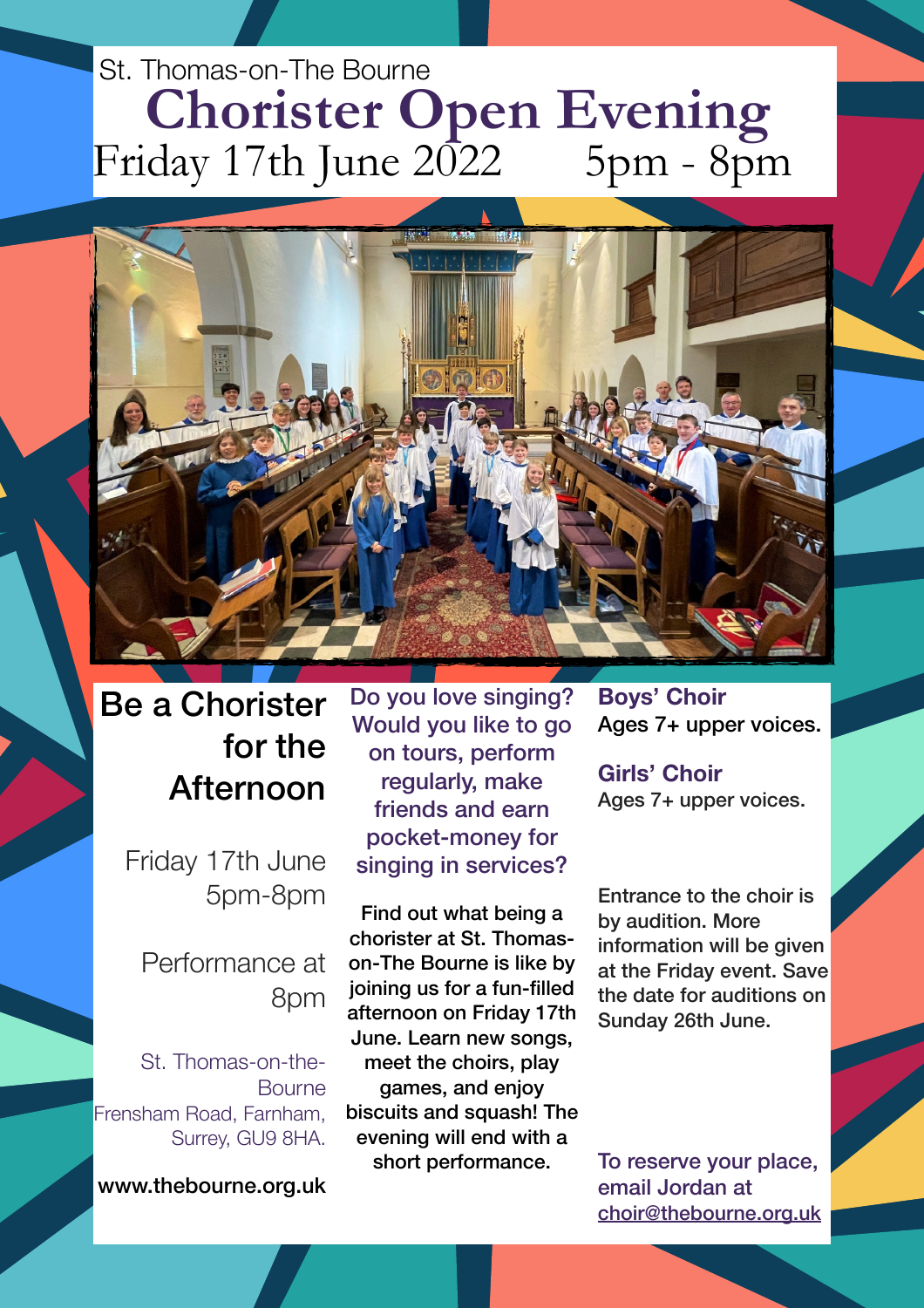St. Thomas-on-The Bourne

# Chorister Open Evening

Friday 17th June 2022 5pm - 8pm

## Be a Chorister for the Afternoon

Friday 17th June
5pm-8pm

Performance at 8pm

St. Thomas-on-the-Bourne
Frensham Road, Farnham, Surrey, GU9 8HA.

www.thebourne.org.uk

**Do you love singing? Would you like to go on tours, perform regularly, make friends and earn pocket-money for singing in services?**

Find out what being a chorister at St. Thomas-on-The Bourne is like by joining us for a fun-filled afternoon on Friday 17th June. Learn new songs, meet the choirs, play games, and enjoy biscuits and squash! The evening will end with a short performance.

**Boys' Choir**
Ages 7+ upper voices.

**Girls' Choir**
Ages 7+ upper voices.

Entrance to the choir is by audition. More information will be given at the Friday event. Save the date for auditions on Sunday 26th June.

To reserve your place, email Jordan at choir@thebourne.org.uk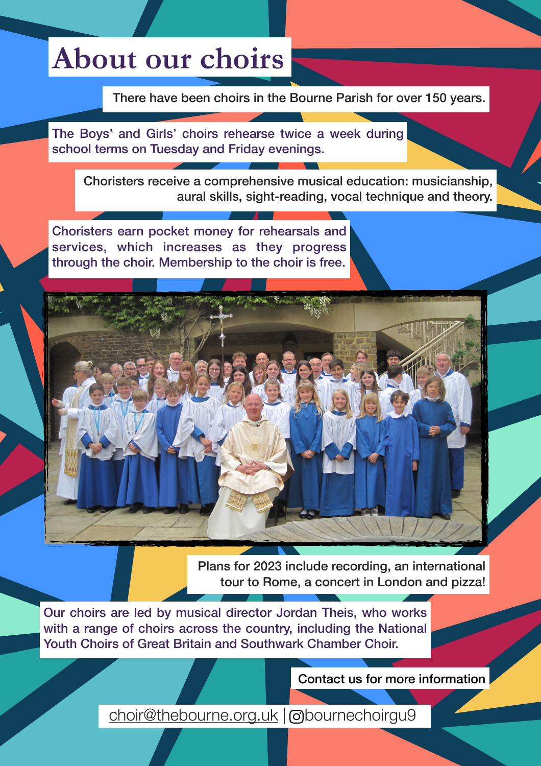# About our choirs

There have been choirs in the Bourne Parish for over 150 years.

The Boys' and Girls' choirs rehearse twice a week during school terms on Tuesday and Friday evenings.

Choristers receive a comprehensive musical education: musicianship, aural skills, sight-reading, vocal technique and theory.

Choristers earn pocket money for rehearsals and services, which increases as they progress through the choir. Membership to the choir is free.

Plans for 2023 include recording, an international tour to Rome, a concert in London and pizza!

Our choirs are led by musical director Jordan Theis, who works with a range of choirs across the country, including the National Youth Choirs of Great Britain and Southwark Chamber Choir.

Contact us for more information

choir@thebourne.org.uk | bournechoirgu9